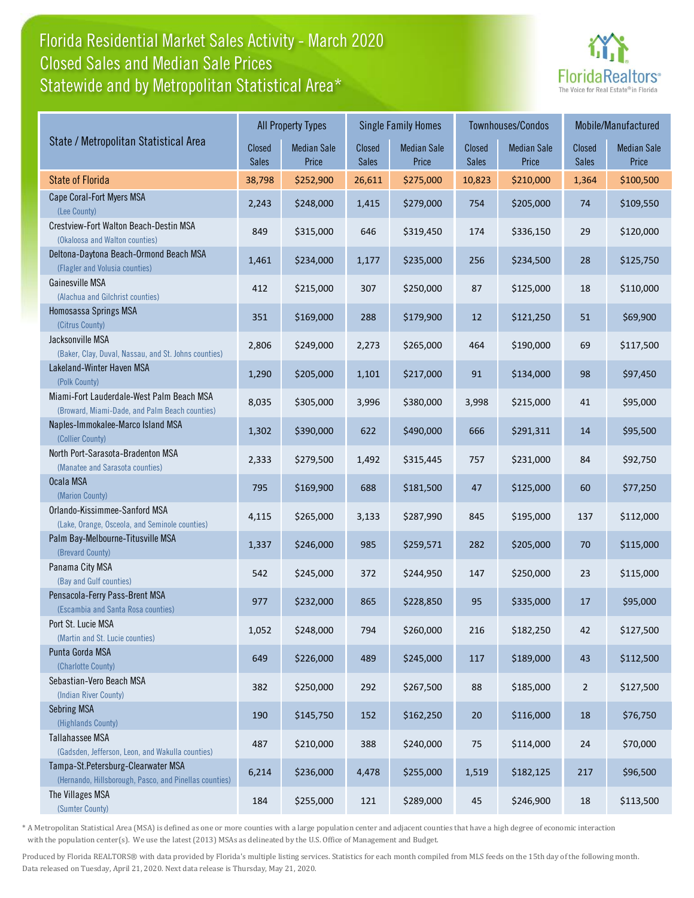# Florida Residential Market Sales Activity - March 2020
## Closed Sales and Median Sale Prices
## Statewide and by Metropolitan Statistical Area*

FloridaRealtors® The Voice for Real Estate® in Florida

| State / Metropolitan Statistical Area | All Property Types | | Single Family Homes | | Townhouses/Condos | | Mobile/Manufactured | |
|---|---|---|---|---|---|---|---|---|
| | Closed Sales | Median Sale Price | Closed Sales | Median Sale Price | Closed Sales | Median Sale Price | Closed Sales | Median Sale Price |
| State of Florida | 38,798 | $252,900 | 26,611 | $275,000 | 10,823 | $210,000 | 1,364 | $100,500 |
| Cape Coral-Fort Myers MSA (Lee County) | 2,243 | $248,000 | 1,415 | $279,000 | 754 | $205,000 | 74 | $109,550 |
| Crestview-Fort Walton Beach-Destin MSA (Okaloosa and Walton counties) | 849 | $315,000 | 646 | $319,450 | 174 | $336,150 | 29 | $120,000 |
| Deltona-Daytona Beach-Ormond Beach MSA (Flagler and Volusia counties) | 1,461 | $234,000 | 1,177 | $235,000 | 256 | $234,500 | 28 | $125,750 |
| Gainesville MSA (Alachua and Gilchrist counties) | 412 | $215,000 | 307 | $250,000 | 87 | $125,000 | 18 | $110,000 |
| Homosassa Springs MSA (Citrus County) | 351 | $169,000 | 288 | $179,900 | 12 | $121,250 | 51 | $69,900 |
| Jacksonville MSA (Baker, Clay, Duval, Nassau, and St. Johns counties) | 2,806 | $249,000 | 2,273 | $265,000 | 464 | $190,000 | 69 | $117,500 |
| Lakeland-Winter Haven MSA (Polk County) | 1,290 | $205,000 | 1,101 | $217,000 | 91 | $134,000 | 98 | $97,450 |
| Miami-Fort Lauderdale-West Palm Beach MSA (Broward, Miami-Dade, and Palm Beach counties) | 8,035 | $305,000 | 3,996 | $380,000 | 3,998 | $215,000 | 41 | $95,000 |
| Naples-Immokalee-Marco Island MSA (Collier County) | 1,302 | $390,000 | 622 | $490,000 | 666 | $291,311 | 14 | $95,500 |
| North Port-Sarasota-Bradenton MSA (Manatee and Sarasota counties) | 2,333 | $279,500 | 1,492 | $315,445 | 757 | $231,000 | 84 | $92,750 |
| Ocala MSA (Marion County) | 795 | $169,900 | 688 | $181,500 | 47 | $125,000 | 60 | $77,250 |
| Orlando-Kissimmee-Sanford MSA (Lake, Orange, Osceola, and Seminole counties) | 4,115 | $265,000 | 3,133 | $287,990 | 845 | $195,000 | 137 | $112,000 |
| Palm Bay-Melbourne-Titusville MSA (Brevard County) | 1,337 | $246,000 | 985 | $259,571 | 282 | $205,000 | 70 | $115,000 |
| Panama City MSA (Bay and Gulf counties) | 542 | $245,000 | 372 | $244,950 | 147 | $250,000 | 23 | $115,000 |
| Pensacola-Ferry Pass-Brent MSA (Escambia and Santa Rosa counties) | 977 | $232,000 | 865 | $228,850 | 95 | $335,000 | 17 | $95,000 |
| Port St. Lucie MSA (Martin and St. Lucie counties) | 1,052 | $248,000 | 794 | $260,000 | 216 | $182,250 | 42 | $127,500 |
| Punta Gorda MSA (Charlotte County) | 649 | $226,000 | 489 | $245,000 | 117 | $189,000 | 43 | $112,500 |
| Sebastian-Vero Beach MSA (Indian River County) | 382 | $250,000 | 292 | $267,500 | 88 | $185,000 | 2 | $127,500 |
| Sebring MSA (Highlands County) | 190 | $145,750 | 152 | $162,250 | 20 | $116,000 | 18 | $76,750 |
| Tallahassee MSA (Gadsden, Jefferson, Leon, and Wakulla counties) | 487 | $210,000 | 388 | $240,000 | 75 | $114,000 | 24 | $70,000 |
| Tampa-St.Petersburg-Clearwater MSA (Hernando, Hillsborough, Pasco, and Pinellas counties) | 6,214 | $236,000 | 4,478 | $255,000 | 1,519 | $182,125 | 217 | $96,500 |
| The Villages MSA (Sumter County) | 184 | $255,000 | 121 | $289,000 | 45 | $246,900 | 18 | $113,500 |

* A Metropolitan Statistical Area (MSA) is defined as one or more counties with a large population center and adjacent counties that have a high degree of economic interaction with the population center(s). We use the latest (2013) MSAs as delineated by the U.S. Office of Management and Budget.

Produced by Florida REALTORS® with data provided by Florida's multiple listing services. Statistics for each month compiled from MLS feeds on the 15th day of the following month. Data released on Tuesday, April 21, 2020. Next data release is Thursday, May 21, 2020.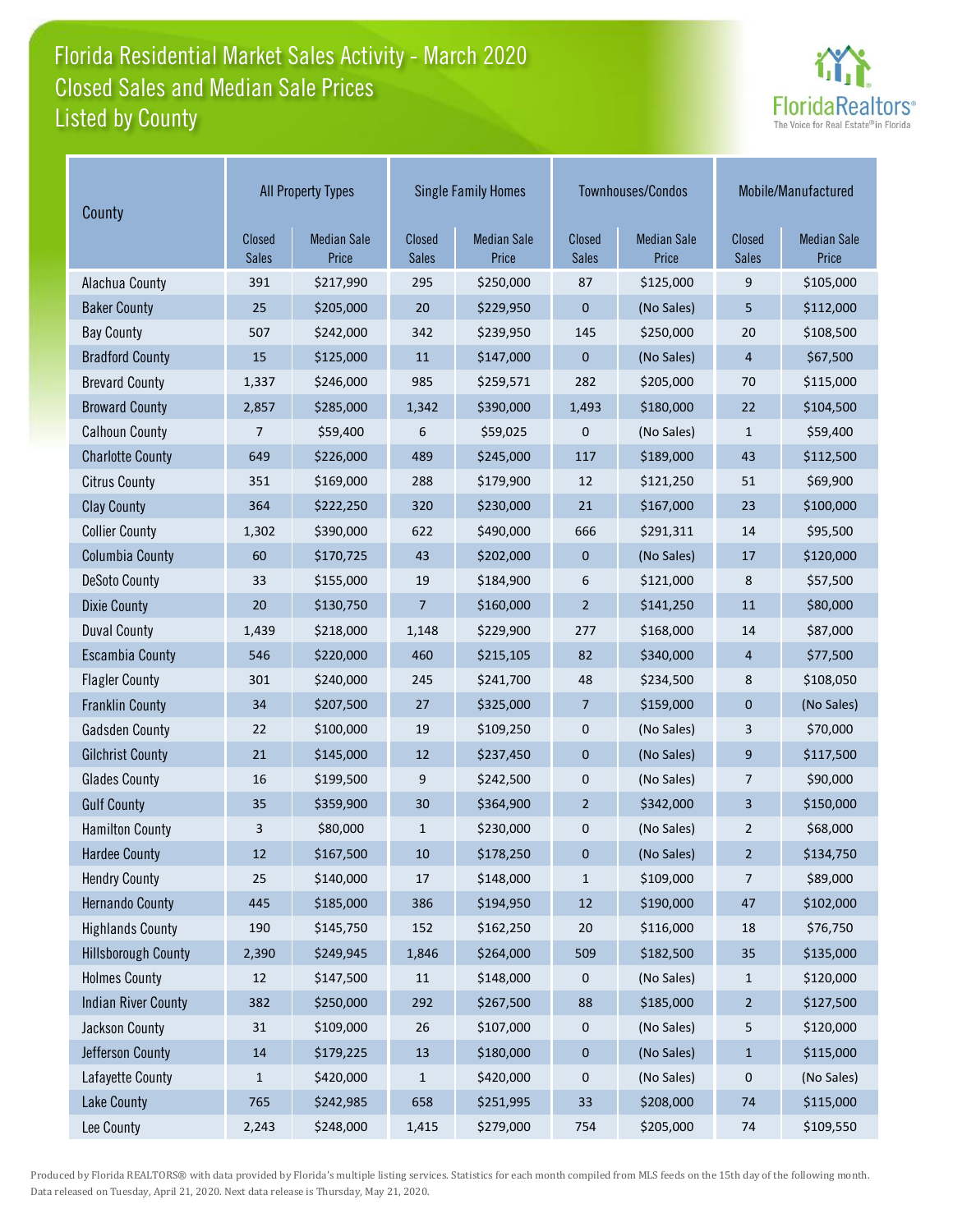# Florida Residential Market Sales Activity - March 2020
## Closed Sales and Median Sale Prices
## Listed by County

FloridaRealtors® The Voice for Real Estate® in Florida

| County | All Property Types | | Single Family Homes | | Townhouses/Condos | | Mobile/Manufactured | |
|---|---|---|---|---|---|---|---|---|
| | Closed Sales | Median Sale Price | Closed Sales | Median Sale Price | Closed Sales | Median Sale Price | Closed Sales | Median Sale Price |
| Alachua County | 391 | $217,990 | 295 | $250,000 | 87 | $125,000 | 9 | $105,000 |
| Baker County | 25 | $205,000 | 20 | $229,950 | 0 | (No Sales) | 5 | $112,000 |
| Bay County | 507 | $242,000 | 342 | $239,950 | 145 | $250,000 | 20 | $108,500 |
| Bradford County | 15 | $125,000 | 11 | $147,000 | 0 | (No Sales) | 4 | $67,500 |
| Brevard County | 1,337 | $246,000 | 985 | $259,571 | 282 | $205,000 | 70 | $115,000 |
| Broward County | 2,857 | $285,000 | 1,342 | $390,000 | 1,493 | $180,000 | 22 | $104,500 |
| Calhoun County | 7 | $59,400 | 6 | $59,025 | 0 | (No Sales) | 1 | $59,400 |
| Charlotte County | 649 | $226,000 | 489 | $245,000 | 117 | $189,000 | 43 | $112,500 |
| Citrus County | 351 | $169,000 | 288 | $179,900 | 12 | $121,250 | 51 | $69,900 |
| Clay County | 364 | $222,250 | 320 | $230,000 | 21 | $167,000 | 23 | $100,000 |
| Collier County | 1,302 | $390,000 | 622 | $490,000 | 666 | $291,311 | 14 | $95,500 |
| Columbia County | 60 | $170,725 | 43 | $202,000 | 0 | (No Sales) | 17 | $120,000 |
| DeSoto County | 33 | $155,000 | 19 | $184,900 | 6 | $121,000 | 8 | $57,500 |
| Dixie County | 20 | $130,750 | 7 | $160,000 | 2 | $141,250 | 11 | $80,000 |
| Duval County | 1,439 | $218,000 | 1,148 | $229,900 | 277 | $168,000 | 14 | $87,000 |
| Escambia County | 546 | $220,000 | 460 | $215,105 | 82 | $340,000 | 4 | $77,500 |
| Flagler County | 301 | $240,000 | 245 | $241,700 | 48 | $234,500 | 8 | $108,050 |
| Franklin County | 34 | $207,500 | 27 | $325,000 | 7 | $159,000 | 0 | (No Sales) |
| Gadsden County | 22 | $100,000 | 19 | $109,250 | 0 | (No Sales) | 3 | $70,000 |
| Gilchrist County | 21 | $145,000 | 12 | $237,450 | 0 | (No Sales) | 9 | $117,500 |
| Glades County | 16 | $199,500 | 9 | $242,500 | 0 | (No Sales) | 7 | $90,000 |
| Gulf County | 35 | $359,900 | 30 | $364,900 | 2 | $342,000 | 3 | $150,000 |
| Hamilton County | 3 | $80,000 | 1 | $230,000 | 0 | (No Sales) | 2 | $68,000 |
| Hardee County | 12 | $167,500 | 10 | $178,250 | 0 | (No Sales) | 2 | $134,750 |
| Hendry County | 25 | $140,000 | 17 | $148,000 | 1 | $109,000 | 7 | $89,000 |
| Hernando County | 445 | $185,000 | 386 | $194,950 | 12 | $190,000 | 47 | $102,000 |
| Highlands County | 190 | $145,750 | 152 | $162,250 | 20 | $116,000 | 18 | $76,750 |
| Hillsborough County | 2,390 | $249,945 | 1,846 | $264,000 | 509 | $182,500 | 35 | $135,000 |
| Holmes County | 12 | $147,500 | 11 | $148,000 | 0 | (No Sales) | 1 | $120,000 |
| Indian River County | 382 | $250,000 | 292 | $267,500 | 88 | $185,000 | 2 | $127,500 |
| Jackson County | 31 | $109,000 | 26 | $107,000 | 0 | (No Sales) | 5 | $120,000 |
| Jefferson County | 14 | $179,225 | 13 | $180,000 | 0 | (No Sales) | 1 | $115,000 |
| Lafayette County | 1 | $420,000 | 1 | $420,000 | 0 | (No Sales) | 0 | (No Sales) |
| Lake County | 765 | $242,985 | 658 | $251,995 | 33 | $208,000 | 74 | $115,000 |
| Lee County | 2,243 | $248,000 | 1,415 | $279,000 | 754 | $205,000 | 74 | $109,550 |

Produced by Florida REALTORS® with data provided by Florida's multiple listing services. Statistics for each month compiled from MLS feeds on the 15th day of the following month. Data released on Tuesday, April 21, 2020. Next data release is Thursday, May 21, 2020.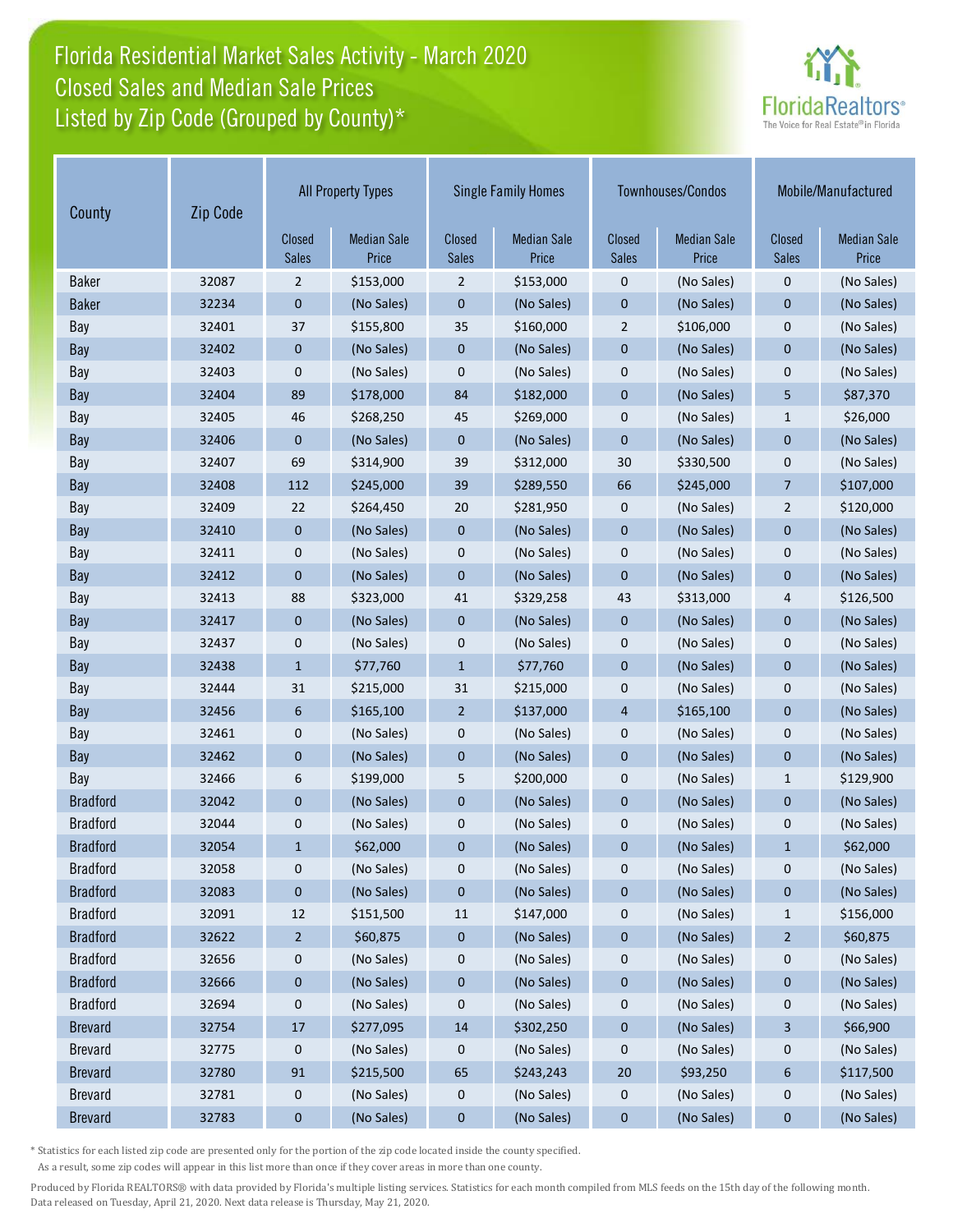# Florida Residential Market Sales Activity - March 2020
## Closed Sales and Median Sale Prices
## Listed by Zip Code (Grouped by County)*

| County | Zip Code | All Property Types | | Single Family Homes | | Townhouses/Condos | | Mobile/Manufactured | |
|---|---|---|---|---|---|---|---|---|---|
| | | Closed Sales | Median Sale Price | Closed Sales | Median Sale Price | Closed Sales | Median Sale Price | Closed Sales | Median Sale Price |
| Baker | 32087 | 2 | $153,000 | 2 | $153,000 | 0 | (No Sales) | 0 | (No Sales) |
| Baker | 32234 | 0 | (No Sales) | 0 | (No Sales) | 0 | (No Sales) | 0 | (No Sales) |
| Bay | 32401 | 37 | $155,800 | 35 | $160,000 | 2 | $106,000 | 0 | (No Sales) |
| Bay | 32402 | 0 | (No Sales) | 0 | (No Sales) | 0 | (No Sales) | 0 | (No Sales) |
| Bay | 32403 | 0 | (No Sales) | 0 | (No Sales) | 0 | (No Sales) | 0 | (No Sales) |
| Bay | 32404 | 89 | $178,000 | 84 | $182,000 | 0 | (No Sales) | 5 | $87,370 |
| Bay | 32405 | 46 | $268,250 | 45 | $269,000 | 0 | (No Sales) | 1 | $26,000 |
| Bay | 32406 | 0 | (No Sales) | 0 | (No Sales) | 0 | (No Sales) | 0 | (No Sales) |
| Bay | 32407 | 69 | $314,900 | 39 | $312,000 | 30 | $330,500 | 0 | (No Sales) |
| Bay | 32408 | 112 | $245,000 | 39 | $289,550 | 66 | $245,000 | 7 | $107,000 |
| Bay | 32409 | 22 | $264,450 | 20 | $281,950 | 0 | (No Sales) | 2 | $120,000 |
| Bay | 32410 | 0 | (No Sales) | 0 | (No Sales) | 0 | (No Sales) | 0 | (No Sales) |
| Bay | 32411 | 0 | (No Sales) | 0 | (No Sales) | 0 | (No Sales) | 0 | (No Sales) |
| Bay | 32412 | 0 | (No Sales) | 0 | (No Sales) | 0 | (No Sales) | 0 | (No Sales) |
| Bay | 32413 | 88 | $323,000 | 41 | $329,258 | 43 | $313,000 | 4 | $126,500 |
| Bay | 32417 | 0 | (No Sales) | 0 | (No Sales) | 0 | (No Sales) | 0 | (No Sales) |
| Bay | 32437 | 0 | (No Sales) | 0 | (No Sales) | 0 | (No Sales) | 0 | (No Sales) |
| Bay | 32438 | 1 | $77,760 | 1 | $77,760 | 0 | (No Sales) | 0 | (No Sales) |
| Bay | 32444 | 31 | $215,000 | 31 | $215,000 | 0 | (No Sales) | 0 | (No Sales) |
| Bay | 32456 | 6 | $165,100 | 2 | $137,000 | 4 | $165,100 | 0 | (No Sales) |
| Bay | 32461 | 0 | (No Sales) | 0 | (No Sales) | 0 | (No Sales) | 0 | (No Sales) |
| Bay | 32462 | 0 | (No Sales) | 0 | (No Sales) | 0 | (No Sales) | 0 | (No Sales) |
| Bay | 32466 | 6 | $199,000 | 5 | $200,000 | 0 | (No Sales) | 1 | $129,900 |
| Bradford | 32042 | 0 | (No Sales) | 0 | (No Sales) | 0 | (No Sales) | 0 | (No Sales) |
| Bradford | 32044 | 0 | (No Sales) | 0 | (No Sales) | 0 | (No Sales) | 0 | (No Sales) |
| Bradford | 32054 | 1 | $62,000 | 0 | (No Sales) | 0 | (No Sales) | 1 | $62,000 |
| Bradford | 32058 | 0 | (No Sales) | 0 | (No Sales) | 0 | (No Sales) | 0 | (No Sales) |
| Bradford | 32083 | 0 | (No Sales) | 0 | (No Sales) | 0 | (No Sales) | 0 | (No Sales) |
| Bradford | 32091 | 12 | $151,500 | 11 | $147,000 | 0 | (No Sales) | 1 | $156,000 |
| Bradford | 32622 | 2 | $60,875 | 0 | (No Sales) | 0 | (No Sales) | 2 | $60,875 |
| Bradford | 32656 | 0 | (No Sales) | 0 | (No Sales) | 0 | (No Sales) | 0 | (No Sales) |
| Bradford | 32666 | 0 | (No Sales) | 0 | (No Sales) | 0 | (No Sales) | 0 | (No Sales) |
| Bradford | 32694 | 0 | (No Sales) | 0 | (No Sales) | 0 | (No Sales) | 0 | (No Sales) |
| Brevard | 32754 | 17 | $277,095 | 14 | $302,250 | 0 | (No Sales) | 3 | $66,900 |
| Brevard | 32775 | 0 | (No Sales) | 0 | (No Sales) | 0 | (No Sales) | 0 | (No Sales) |
| Brevard | 32780 | 91 | $215,500 | 65 | $243,243 | 20 | $93,250 | 6 | $117,500 |
| Brevard | 32781 | 0 | (No Sales) | 0 | (No Sales) | 0 | (No Sales) | 0 | (No Sales) |
| Brevard | 32783 | 0 | (No Sales) | 0 | (No Sales) | 0 | (No Sales) | 0 | (No Sales) |

* Statistics for each listed zip code are presented only for the portion of the zip code located inside the county specified. As a result, some zip codes will appear in this list more than once if they cover areas in more than one county.

Produced by Florida REALTORS® with data provided by Florida's multiple listing services. Statistics for each month compiled from MLS feeds on the 15th day of the following month. Data released on Tuesday, April 21, 2020. Next data release is Thursday, May 21, 2020.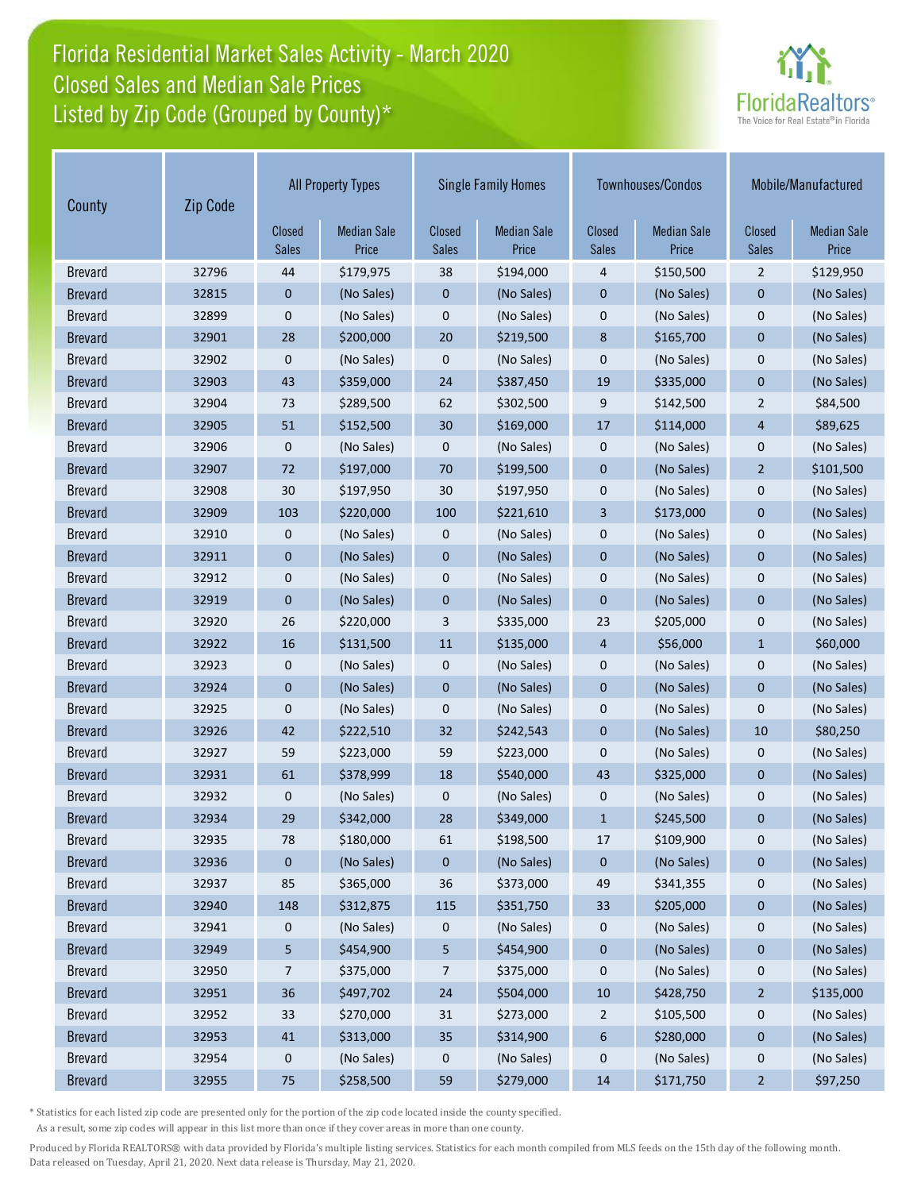# Florida Residential Market Sales Activity - March 2020
## Closed Sales and Median Sale Prices
## Listed by Zip Code (Grouped by County)*

FloridaRealtors® The Voice for Real Estate® in Florida

| County | Zip Code | All Property Types | | Single Family Homes | | Townhouses/Condos | | Mobile/Manufactured | |
|---|---|---|---|---|---|---|---|---|---|
| | | Closed Sales | Median Sale Price | Closed Sales | Median Sale Price | Closed Sales | Median Sale Price | Closed Sales | Median Sale Price |
| Brevard | 32796 | 44 | $179,975 | 38 | $194,000 | 4 | $150,500 | 2 | $129,950 |
| Brevard | 32815 | 0 | (No Sales) | 0 | (No Sales) | 0 | (No Sales) | 0 | (No Sales) |
| Brevard | 32899 | 0 | (No Sales) | 0 | (No Sales) | 0 | (No Sales) | 0 | (No Sales) |
| Brevard | 32901 | 28 | $200,000 | 20 | $219,500 | 8 | $165,700 | 0 | (No Sales) |
| Brevard | 32902 | 0 | (No Sales) | 0 | (No Sales) | 0 | (No Sales) | 0 | (No Sales) |
| Brevard | 32903 | 43 | $359,000 | 24 | $387,450 | 19 | $335,000 | 0 | (No Sales) |
| Brevard | 32904 | 73 | $289,500 | 62 | $302,500 | 9 | $142,500 | 2 | $84,500 |
| Brevard | 32905 | 51 | $152,500 | 30 | $169,000 | 17 | $114,000 | 4 | $89,625 |
| Brevard | 32906 | 0 | (No Sales) | 0 | (No Sales) | 0 | (No Sales) | 0 | (No Sales) |
| Brevard | 32907 | 72 | $197,000 | 70 | $199,500 | 0 | (No Sales) | 2 | $101,500 |
| Brevard | 32908 | 30 | $197,950 | 30 | $197,950 | 0 | (No Sales) | 0 | (No Sales) |
| Brevard | 32909 | 103 | $220,000 | 100 | $221,610 | 3 | $173,000 | 0 | (No Sales) |
| Brevard | 32910 | 0 | (No Sales) | 0 | (No Sales) | 0 | (No Sales) | 0 | (No Sales) |
| Brevard | 32911 | 0 | (No Sales) | 0 | (No Sales) | 0 | (No Sales) | 0 | (No Sales) |
| Brevard | 32912 | 0 | (No Sales) | 0 | (No Sales) | 0 | (No Sales) | 0 | (No Sales) |
| Brevard | 32919 | 0 | (No Sales) | 0 | (No Sales) | 0 | (No Sales) | 0 | (No Sales) |
| Brevard | 32920 | 26 | $220,000 | 3 | $335,000 | 23 | $205,000 | 0 | (No Sales) |
| Brevard | 32922 | 16 | $131,500 | 11 | $135,000 | 4 | $56,000 | 1 | $60,000 |
| Brevard | 32923 | 0 | (No Sales) | 0 | (No Sales) | 0 | (No Sales) | 0 | (No Sales) |
| Brevard | 32924 | 0 | (No Sales) | 0 | (No Sales) | 0 | (No Sales) | 0 | (No Sales) |
| Brevard | 32925 | 0 | (No Sales) | 0 | (No Sales) | 0 | (No Sales) | 0 | (No Sales) |
| Brevard | 32926 | 42 | $222,510 | 32 | $242,543 | 0 | (No Sales) | 10 | $80,250 |
| Brevard | 32927 | 59 | $223,000 | 59 | $223,000 | 0 | (No Sales) | 0 | (No Sales) |
| Brevard | 32931 | 61 | $378,999 | 18 | $540,000 | 43 | $325,000 | 0 | (No Sales) |
| Brevard | 32932 | 0 | (No Sales) | 0 | (No Sales) | 0 | (No Sales) | 0 | (No Sales) |
| Brevard | 32934 | 29 | $342,000 | 28 | $349,000 | 1 | $245,500 | 0 | (No Sales) |
| Brevard | 32935 | 78 | $180,000 | 61 | $198,500 | 17 | $109,900 | 0 | (No Sales) |
| Brevard | 32936 | 0 | (No Sales) | 0 | (No Sales) | 0 | (No Sales) | 0 | (No Sales) |
| Brevard | 32937 | 85 | $365,000 | 36 | $373,000 | 49 | $341,355 | 0 | (No Sales) |
| Brevard | 32940 | 148 | $312,875 | 115 | $351,750 | 33 | $205,000 | 0 | (No Sales) |
| Brevard | 32941 | 0 | (No Sales) | 0 | (No Sales) | 0 | (No Sales) | 0 | (No Sales) |
| Brevard | 32949 | 5 | $454,900 | 5 | $454,900 | 0 | (No Sales) | 0 | (No Sales) |
| Brevard | 32950 | 7 | $375,000 | 7 | $375,000 | 0 | (No Sales) | 0 | (No Sales) |
| Brevard | 32951 | 36 | $497,702 | 24 | $504,000 | 10 | $428,750 | 2 | $135,000 |
| Brevard | 32952 | 33 | $270,000 | 31 | $273,000 | 2 | $105,500 | 0 | (No Sales) |
| Brevard | 32953 | 41 | $313,000 | 35 | $314,900 | 6 | $280,000 | 0 | (No Sales) |
| Brevard | 32954 | 0 | (No Sales) | 0 | (No Sales) | 0 | (No Sales) | 0 | (No Sales) |
| Brevard | 32955 | 75 | $258,500 | 59 | $279,000 | 14 | $171,750 | 2 | $97,250 |

* Statistics for each listed zip code are presented only for the portion of the zip code located inside the county specified.
As a result, some zip codes will appear in this list more than once if they cover areas in more than one county.

Produced by Florida REALTORS® with data provided by Florida's multiple listing services. Statistics for each month compiled from MLS feeds on the 15th day of the following month. Data released on Tuesday, April 21, 2020. Next data release is Thursday, May 21, 2020.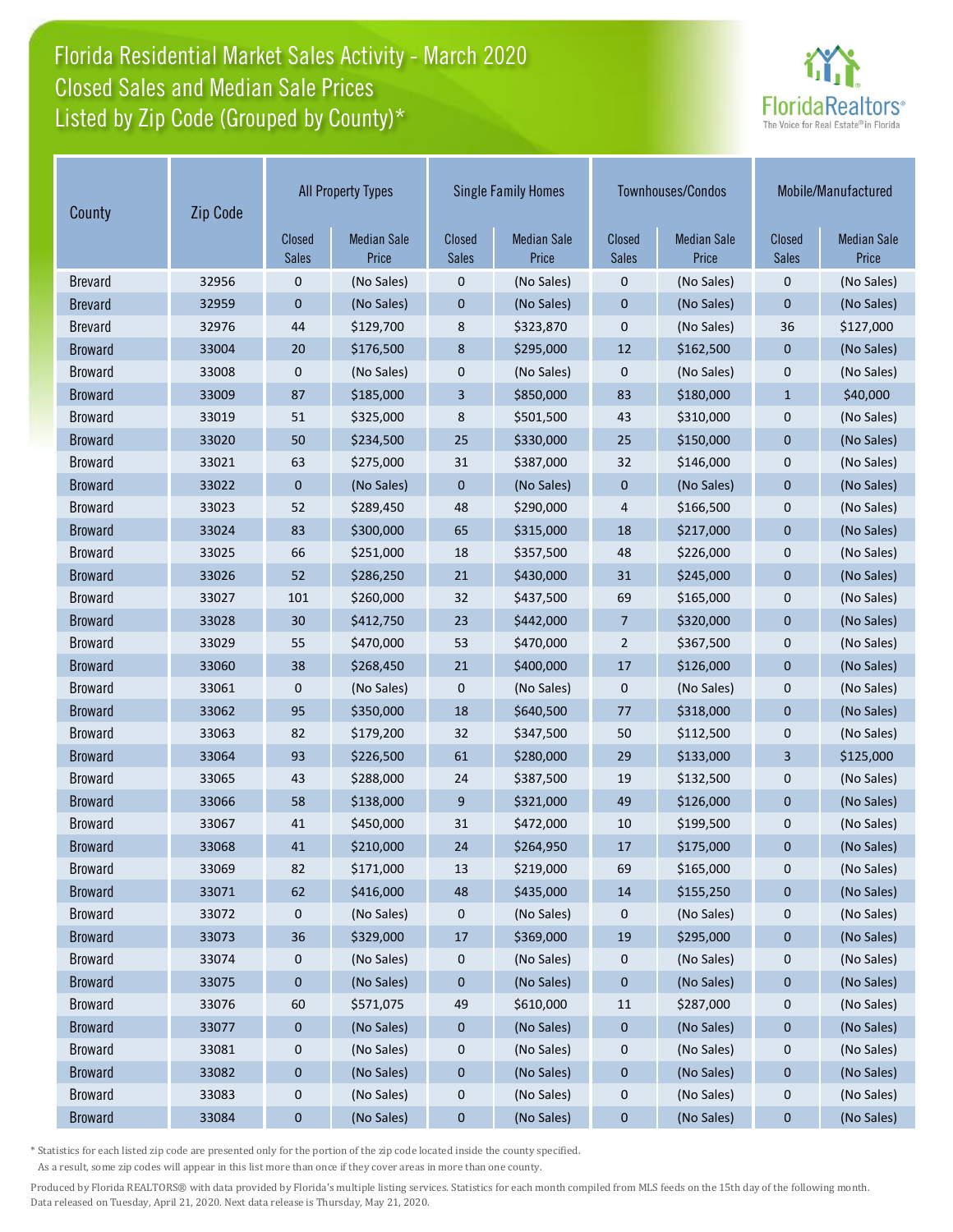# Florida Residential Market Sales Activity - March 2020
## Closed Sales and Median Sale Prices
## Listed by Zip Code (Grouped by County)*

| County | Zip Code | All Property Types | | Single Family Homes | | Townhouses/Condos | | Mobile/Manufactured | |
|---|---|---|---|---|---|---|---|---|---|
| | | Closed Sales | Median Sale Price | Closed Sales | Median Sale Price | Closed Sales | Median Sale Price | Closed Sales | Median Sale Price |
| Brevard | 32956 | 0 | (No Sales) | 0 | (No Sales) | 0 | (No Sales) | 0 | (No Sales) |
| Brevard | 32959 | 0 | (No Sales) | 0 | (No Sales) | 0 | (No Sales) | 0 | (No Sales) |
| Brevard | 32976 | 44 | $129,700 | 8 | $323,870 | 0 | (No Sales) | 36 | $127,000 |
| Broward | 33004 | 20 | $176,500 | 8 | $295,000 | 12 | $162,500 | 0 | (No Sales) |
| Broward | 33008 | 0 | (No Sales) | 0 | (No Sales) | 0 | (No Sales) | 0 | (No Sales) |
| Broward | 33009 | 87 | $185,000 | 3 | $850,000 | 83 | $180,000 | 1 | $40,000 |
| Broward | 33019 | 51 | $325,000 | 8 | $501,500 | 43 | $310,000 | 0 | (No Sales) |
| Broward | 33020 | 50 | $234,500 | 25 | $330,000 | 25 | $150,000 | 0 | (No Sales) |
| Broward | 33021 | 63 | $275,000 | 31 | $387,000 | 32 | $146,000 | 0 | (No Sales) |
| Broward | 33022 | 0 | (No Sales) | 0 | (No Sales) | 0 | (No Sales) | 0 | (No Sales) |
| Broward | 33023 | 52 | $289,450 | 48 | $290,000 | 4 | $166,500 | 0 | (No Sales) |
| Broward | 33024 | 83 | $300,000 | 65 | $315,000 | 18 | $217,000 | 0 | (No Sales) |
| Broward | 33025 | 66 | $251,000 | 18 | $357,500 | 48 | $226,000 | 0 | (No Sales) |
| Broward | 33026 | 52 | $286,250 | 21 | $430,000 | 31 | $245,000 | 0 | (No Sales) |
| Broward | 33027 | 101 | $260,000 | 32 | $437,500 | 69 | $165,000 | 0 | (No Sales) |
| Broward | 33028 | 30 | $412,750 | 23 | $442,000 | 7 | $320,000 | 0 | (No Sales) |
| Broward | 33029 | 55 | $470,000 | 53 | $470,000 | 2 | $367,500 | 0 | (No Sales) |
| Broward | 33060 | 38 | $268,450 | 21 | $400,000 | 17 | $126,000 | 0 | (No Sales) |
| Broward | 33061 | 0 | (No Sales) | 0 | (No Sales) | 0 | (No Sales) | 0 | (No Sales) |
| Broward | 33062 | 95 | $350,000 | 18 | $640,500 | 77 | $318,000 | 0 | (No Sales) |
| Broward | 33063 | 82 | $179,200 | 32 | $347,500 | 50 | $112,500 | 0 | (No Sales) |
| Broward | 33064 | 93 | $226,500 | 61 | $280,000 | 29 | $133,000 | 3 | $125,000 |
| Broward | 33065 | 43 | $288,000 | 24 | $387,500 | 19 | $132,500 | 0 | (No Sales) |
| Broward | 33066 | 58 | $138,000 | 9 | $321,000 | 49 | $126,000 | 0 | (No Sales) |
| Broward | 33067 | 41 | $450,000 | 31 | $472,000 | 10 | $199,500 | 0 | (No Sales) |
| Broward | 33068 | 41 | $210,000 | 24 | $264,950 | 17 | $175,000 | 0 | (No Sales) |
| Broward | 33069 | 82 | $171,000 | 13 | $219,000 | 69 | $165,000 | 0 | (No Sales) |
| Broward | 33071 | 62 | $416,000 | 48 | $435,000 | 14 | $155,250 | 0 | (No Sales) |
| Broward | 33072 | 0 | (No Sales) | 0 | (No Sales) | 0 | (No Sales) | 0 | (No Sales) |
| Broward | 33073 | 36 | $329,000 | 17 | $369,000 | 19 | $295,000 | 0 | (No Sales) |
| Broward | 33074 | 0 | (No Sales) | 0 | (No Sales) | 0 | (No Sales) | 0 | (No Sales) |
| Broward | 33075 | 0 | (No Sales) | 0 | (No Sales) | 0 | (No Sales) | 0 | (No Sales) |
| Broward | 33076 | 60 | $571,075 | 49 | $610,000 | 11 | $287,000 | 0 | (No Sales) |
| Broward | 33077 | 0 | (No Sales) | 0 | (No Sales) | 0 | (No Sales) | 0 | (No Sales) |
| Broward | 33081 | 0 | (No Sales) | 0 | (No Sales) | 0 | (No Sales) | 0 | (No Sales) |
| Broward | 33082 | 0 | (No Sales) | 0 | (No Sales) | 0 | (No Sales) | 0 | (No Sales) |
| Broward | 33083 | 0 | (No Sales) | 0 | (No Sales) | 0 | (No Sales) | 0 | (No Sales) |
| Broward | 33084 | 0 | (No Sales) | 0 | (No Sales) | 0 | (No Sales) | 0 | (No Sales) |

* Statistics for each listed zip code are presented only for the portion of the zip code located inside the county specified. As a result, some zip codes will appear in this list more than once if they cover areas in more than one county.

Produced by Florida REALTORS® with data provided by Florida's multiple listing services. Statistics for each month compiled from MLS feeds on the 15th day of the following month. Data released on Tuesday, April 21, 2020. Next data release is Thursday, May 21, 2020.